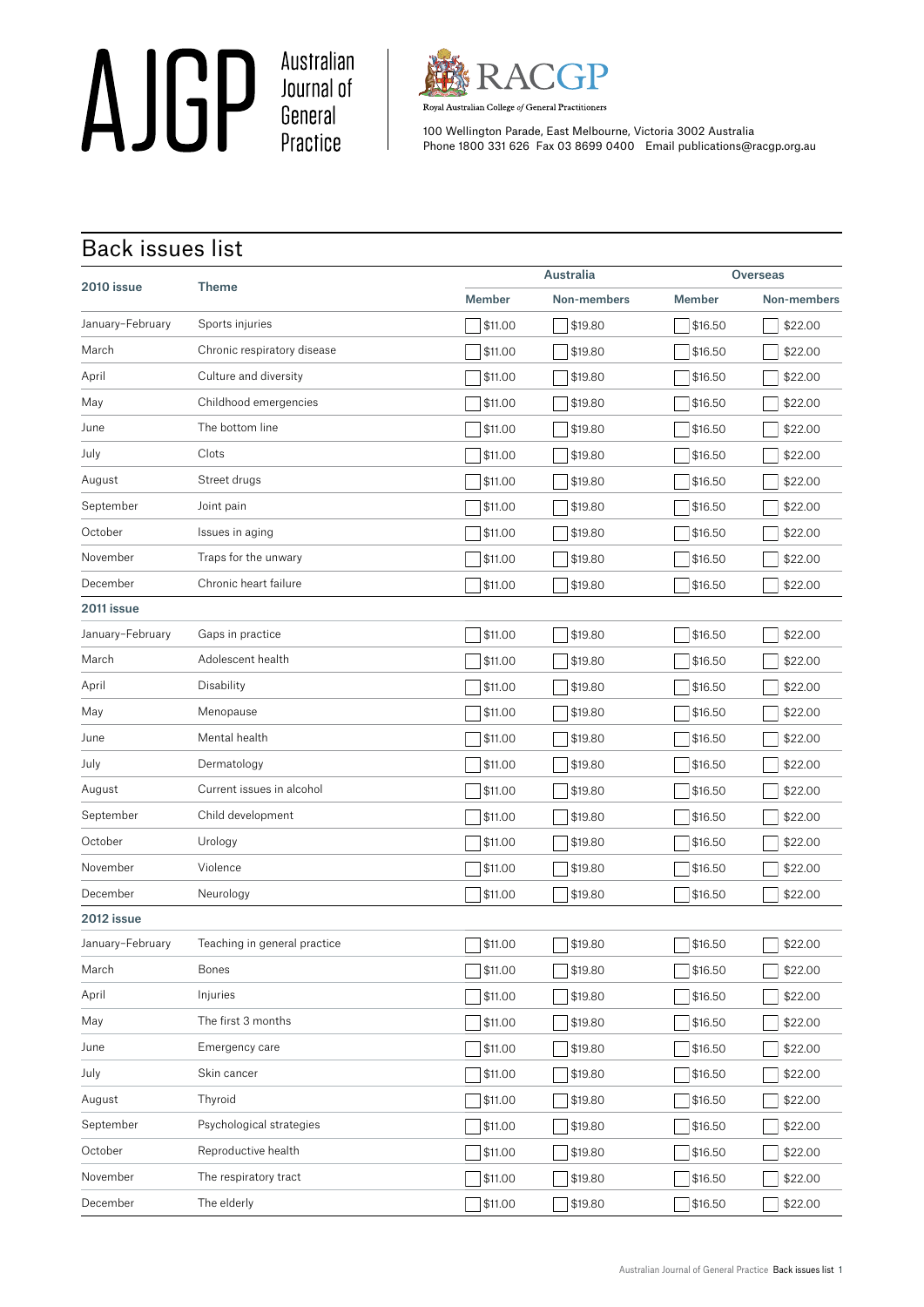# AJGP Australian Journal of General Practice

RACGP

Royal Australian College *of* General Practitioners

100 Wellington Parade, East Melbourne, Victoria 3002 Australia
Phone 1800 331 626 Fax 03 8699 0400 Email publications@racgp.org.au

## Back issues list

| 2010 issue | Theme | Australia | | Overseas | |
|---|---|---|---|---|---|
| | | Member | Non-members | Member | Non-members |
| January–February | Sports injuries | $11.00 | $19.80 | $16.50 | $22.00 |
| March | Chronic respiratory disease | $11.00 | $19.80 | $16.50 | $22.00 |
| April | Culture and diversity | $11.00 | $19.80 | $16.50 | $22.00 |
| May | Childhood emergencies | $11.00 | $19.80 | $16.50 | $22.00 |
| June | The bottom line | $11.00 | $19.80 | $16.50 | $22.00 |
| July | Clots | $11.00 | $19.80 | $16.50 | $22.00 |
| August | Street drugs | $11.00 | $19.80 | $16.50 | $22.00 |
| September | Joint pain | $11.00 | $19.80 | $16.50 | $22.00 |
| October | Issues in aging | $11.00 | $19.80 | $16.50 | $22.00 |
| November | Traps for the unwary | $11.00 | $19.80 | $16.50 | $22.00 |
| December | Chronic heart failure | $11.00 | $19.80 | $16.50 | $22.00 |
| **2011 issue** | | | | | |
| January–February | Gaps in practice | $11.00 | $19.80 | $16.50 | $22.00 |
| March | Adolescent health | $11.00 | $19.80 | $16.50 | $22.00 |
| April | Disability | $11.00 | $19.80 | $16.50 | $22.00 |
| May | Menopause | $11.00 | $19.80 | $16.50 | $22.00 |
| June | Mental health | $11.00 | $19.80 | $16.50 | $22.00 |
| July | Dermatology | $11.00 | $19.80 | $16.50 | $22.00 |
| August | Current issues in alcohol | $11.00 | $19.80 | $16.50 | $22.00 |
| September | Child development | $11.00 | $19.80 | $16.50 | $22.00 |
| October | Urology | $11.00 | $19.80 | $16.50 | $22.00 |
| November | Violence | $11.00 | $19.80 | $16.50 | $22.00 |
| December | Neurology | $11.00 | $19.80 | $16.50 | $22.00 |
| **2012 issue** | | | | | |
| January–February | Teaching in general practice | $11.00 | $19.80 | $16.50 | $22.00 |
| March | Bones | $11.00 | $19.80 | $16.50 | $22.00 |
| April | Injuries | $11.00 | $19.80 | $16.50 | $22.00 |
| May | The first 3 months | $11.00 | $19.80 | $16.50 | $22.00 |
| June | Emergency care | $11.00 | $19.80 | $16.50 | $22.00 |
| July | Skin cancer | $11.00 | $19.80 | $16.50 | $22.00 |
| August | Thyroid | $11.00 | $19.80 | $16.50 | $22.00 |
| September | Psychological strategies | $11.00 | $19.80 | $16.50 | $22.00 |
| October | Reproductive health | $11.00 | $19.80 | $16.50 | $22.00 |
| November | The respiratory tract | $11.00 | $19.80 | $16.50 | $22.00 |
| December | The elderly | $11.00 | $19.80 | $16.50 | $22.00 |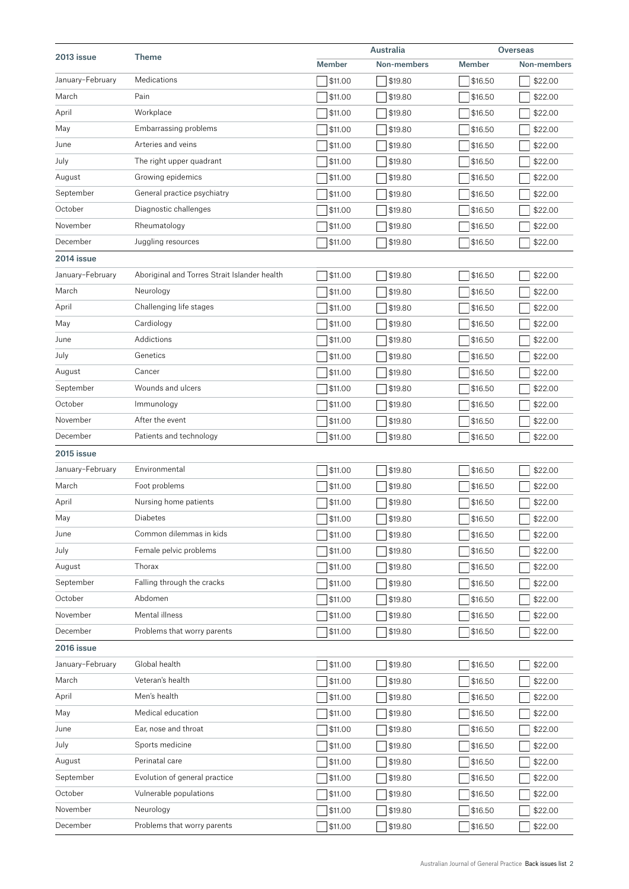| 2013 issue | Theme | Australia | | Overseas | |
|---|---|---|---|---|---|
| | | Member | Non-members | Member | Non-members |
| January–February | Medications | $11.00 | $19.80 | $16.50 | $22.00 |
| March | Pain | $11.00 | $19.80 | $16.50 | $22.00 |
| April | Workplace | $11.00 | $19.80 | $16.50 | $22.00 |
| May | Embarrassing problems | $11.00 | $19.80 | $16.50 | $22.00 |
| June | Arteries and veins | $11.00 | $19.80 | $16.50 | $22.00 |
| July | The right upper quadrant | $11.00 | $19.80 | $16.50 | $22.00 |
| August | Growing epidemics | $11.00 | $19.80 | $16.50 | $22.00 |
| September | General practice psychiatry | $11.00 | $19.80 | $16.50 | $22.00 |
| October | Diagnostic challenges | $11.00 | $19.80 | $16.50 | $22.00 |
| November | Rheumatology | $11.00 | $19.80 | $16.50 | $22.00 |
| December | Juggling resources | $11.00 | $19.80 | $16.50 | $22.00 |
| **2014 issue** | | | | | |
| January–February | Aboriginal and Torres Strait Islander health | $11.00 | $19.80 | $16.50 | $22.00 |
| March | Neurology | $11.00 | $19.80 | $16.50 | $22.00 |
| April | Challenging life stages | $11.00 | $19.80 | $16.50 | $22.00 |
| May | Cardiology | $11.00 | $19.80 | $16.50 | $22.00 |
| June | Addictions | $11.00 | $19.80 | $16.50 | $22.00 |
| July | Genetics | $11.00 | $19.80 | $16.50 | $22.00 |
| August | Cancer | $11.00 | $19.80 | $16.50 | $22.00 |
| September | Wounds and ulcers | $11.00 | $19.80 | $16.50 | $22.00 |
| October | Immunology | $11.00 | $19.80 | $16.50 | $22.00 |
| November | After the event | $11.00 | $19.80 | $16.50 | $22.00 |
| December | Patients and technology | $11.00 | $19.80 | $16.50 | $22.00 |
| **2015 issue** | | | | | |
| January–February | Environmental | $11.00 | $19.80 | $16.50 | $22.00 |
| March | Foot problems | $11.00 | $19.80 | $16.50 | $22.00 |
| April | Nursing home patients | $11.00 | $19.80 | $16.50 | $22.00 |
| May | Diabetes | $11.00 | $19.80 | $16.50 | $22.00 |
| June | Common dilemmas in kids | $11.00 | $19.80 | $16.50 | $22.00 |
| July | Female pelvic problems | $11.00 | $19.80 | $16.50 | $22.00 |
| August | Thorax | $11.00 | $19.80 | $16.50 | $22.00 |
| September | Falling through the cracks | $11.00 | $19.80 | $16.50 | $22.00 |
| October | Abdomen | $11.00 | $19.80 | $16.50 | $22.00 |
| November | Mental illness | $11.00 | $19.80 | $16.50 | $22.00 |
| December | Problems that worry parents | $11.00 | $19.80 | $16.50 | $22.00 |
| **2016 issue** | | | | | |
| January–February | Global health | $11.00 | $19.80 | $16.50 | $22.00 |
| March | Veteran's health | $11.00 | $19.80 | $16.50 | $22.00 |
| April | Men's health | $11.00 | $19.80 | $16.50 | $22.00 |
| May | Medical education | $11.00 | $19.80 | $16.50 | $22.00 |
| June | Ear, nose and throat | $11.00 | $19.80 | $16.50 | $22.00 |
| July | Sports medicine | $11.00 | $19.80 | $16.50 | $22.00 |
| August | Perinatal care | $11.00 | $19.80 | $16.50 | $22.00 |
| September | Evolution of general practice | $11.00 | $19.80 | $16.50 | $22.00 |
| October | Vulnerable populations | $11.00 | $19.80 | $16.50 | $22.00 |
| November | Neurology | $11.00 | $19.80 | $16.50 | $22.00 |
| December | Problems that worry parents | $11.00 | $19.80 | $16.50 | $22.00 |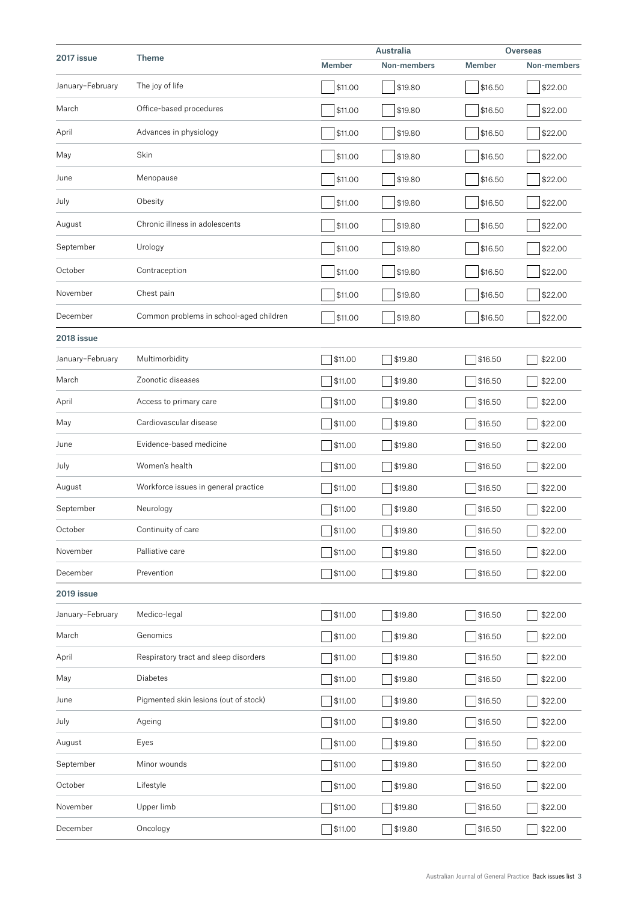| 2017 issue | Theme | Australia | | Overseas | |
|---|---|---|---|---|---|
| | | Member | Non-members | Member | Non-members |
| January–February | The joy of life | $11.00 | $19.80 | $16.50 | $22.00 |
| March | Office-based procedures | $11.00 | $19.80 | $16.50 | $22.00 |
| April | Advances in physiology | $11.00 | $19.80 | $16.50 | $22.00 |
| May | Skin | $11.00 | $19.80 | $16.50 | $22.00 |
| June | Menopause | $11.00 | $19.80 | $16.50 | $22.00 |
| July | Obesity | $11.00 | $19.80 | $16.50 | $22.00 |
| August | Chronic illness in adolescents | $11.00 | $19.80 | $16.50 | $22.00 |
| September | Urology | $11.00 | $19.80 | $16.50 | $22.00 |
| October | Contraception | $11.00 | $19.80 | $16.50 | $22.00 |
| November | Chest pain | $11.00 | $19.80 | $16.50 | $22.00 |
| December | Common problems in school-aged children | $11.00 | $19.80 | $16.50 | $22.00 |
| **2018 issue** | | | | | |
| January–February | Multimorbidity | $11.00 | $19.80 | $16.50 | $22.00 |
| March | Zoonotic diseases | $11.00 | $19.80 | $16.50 | $22.00 |
| April | Access to primary care | $11.00 | $19.80 | $16.50 | $22.00 |
| May | Cardiovascular disease | $11.00 | $19.80 | $16.50 | $22.00 |
| June | Evidence-based medicine | $11.00 | $19.80 | $16.50 | $22.00 |
| July | Women's health | $11.00 | $19.80 | $16.50 | $22.00 |
| August | Workforce issues in general practice | $11.00 | $19.80 | $16.50 | $22.00 |
| September | Neurology | $11.00 | $19.80 | $16.50 | $22.00 |
| October | Continuity of care | $11.00 | $19.80 | $16.50 | $22.00 |
| November | Palliative care | $11.00 | $19.80 | $16.50 | $22.00 |
| December | Prevention | $11.00 | $19.80 | $16.50 | $22.00 |
| **2019 issue** | | | | | |
| January–February | Medico-legal | $11.00 | $19.80 | $16.50 | $22.00 |
| March | Genomics | $11.00 | $19.80 | $16.50 | $22.00 |
| April | Respiratory tract and sleep disorders | $11.00 | $19.80 | $16.50 | $22.00 |
| May | Diabetes | $11.00 | $19.80 | $16.50 | $22.00 |
| June | Pigmented skin lesions (out of stock) | $11.00 | $19.80 | $16.50 | $22.00 |
| July | Ageing | $11.00 | $19.80 | $16.50 | $22.00 |
| August | Eyes | $11.00 | $19.80 | $16.50 | $22.00 |
| September | Minor wounds | $11.00 | $19.80 | $16.50 | $22.00 |
| October | Lifestyle | $11.00 | $19.80 | $16.50 | $22.00 |
| November | Upper limb | $11.00 | $19.80 | $16.50 | $22.00 |
| December | Oncology | $11.00 | $19.80 | $16.50 | $22.00 |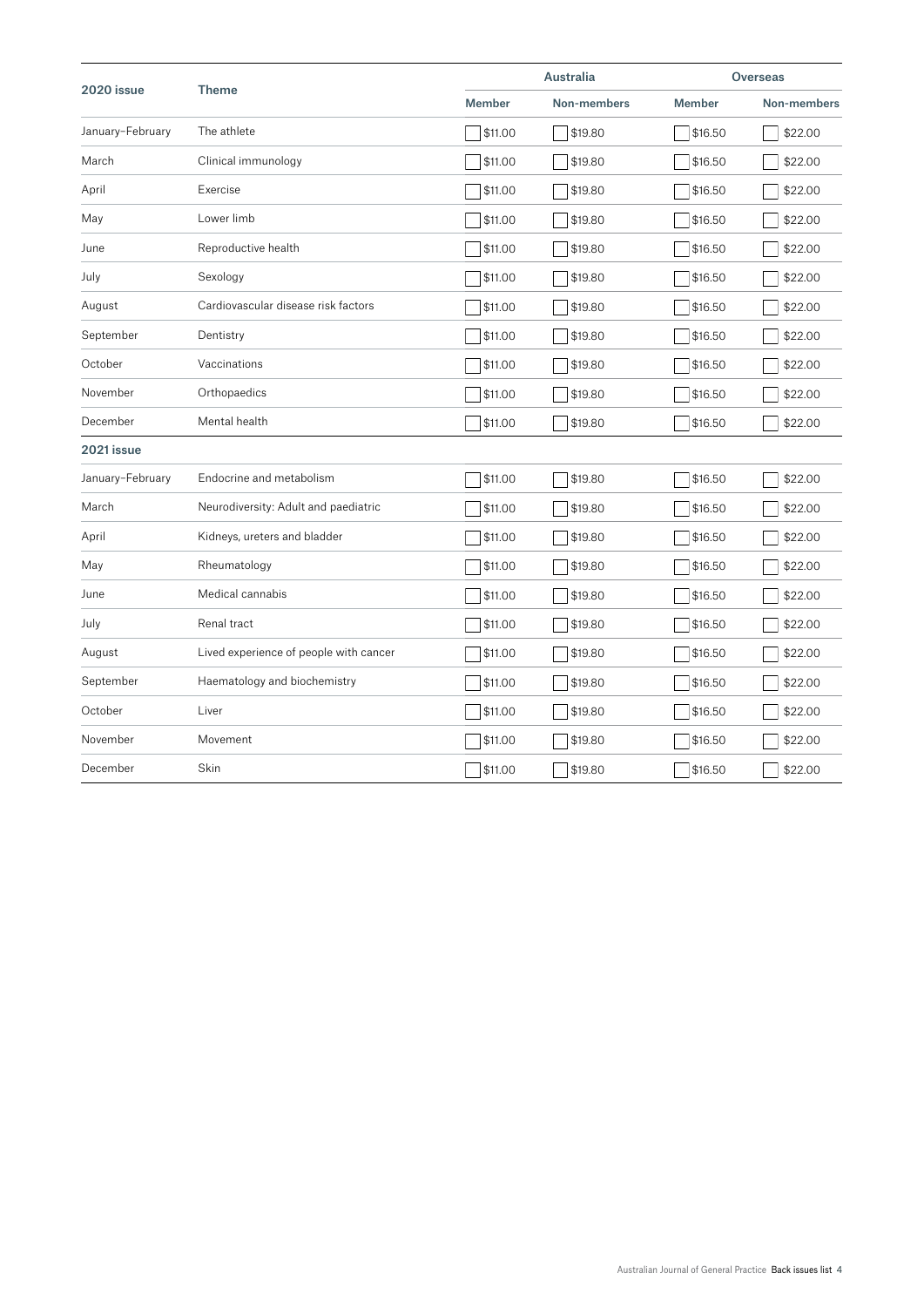| 2020 issue | Theme | Australia | | Overseas | |
|---|---|---|---|---|---|
| | | Member | Non-members | Member | Non-members |
| January–February | The athlete | $11.00 | $19.80 | $16.50 | $22.00 |
| March | Clinical immunology | $11.00 | $19.80 | $16.50 | $22.00 |
| April | Exercise | $11.00 | $19.80 | $16.50 | $22.00 |
| May | Lower limb | $11.00 | $19.80 | $16.50 | $22.00 |
| June | Reproductive health | $11.00 | $19.80 | $16.50 | $22.00 |
| July | Sexology | $11.00 | $19.80 | $16.50 | $22.00 |
| August | Cardiovascular disease risk factors | $11.00 | $19.80 | $16.50 | $22.00 |
| September | Dentistry | $11.00 | $19.80 | $16.50 | $22.00 |
| October | Vaccinations | $11.00 | $19.80 | $16.50 | $22.00 |
| November | Orthopaedics | $11.00 | $19.80 | $16.50 | $22.00 |
| December | Mental health | $11.00 | $19.80 | $16.50 | $22.00 |
| **2021 issue** | | | | | |
| January–February | Endocrine and metabolism | $11.00 | $19.80 | $16.50 | $22.00 |
| March | Neurodiversity: Adult and paediatric | $11.00 | $19.80 | $16.50 | $22.00 |
| April | Kidneys, ureters and bladder | $11.00 | $19.80 | $16.50 | $22.00 |
| May | Rheumatology | $11.00 | $19.80 | $16.50 | $22.00 |
| June | Medical cannabis | $11.00 | $19.80 | $16.50 | $22.00 |
| July | Renal tract | $11.00 | $19.80 | $16.50 | $22.00 |
| August | Lived experience of people with cancer | $11.00 | $19.80 | $16.50 | $22.00 |
| September | Haematology and biochemistry | $11.00 | $19.80 | $16.50 | $22.00 |
| October | Liver | $11.00 | $19.80 | $16.50 | $22.00 |
| November | Movement | $11.00 | $19.80 | $16.50 | $22.00 |
| December | Skin | $11.00 | $19.80 | $16.50 | $22.00 |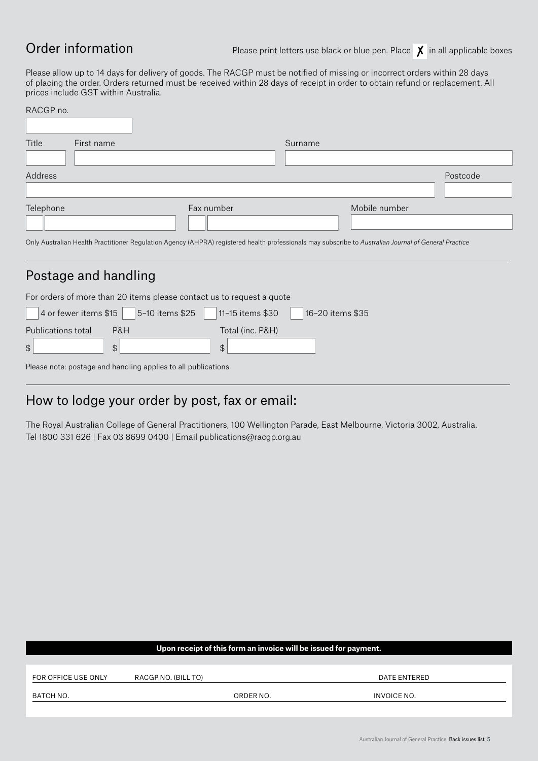## Order information

Please print letters use black or blue pen. Place **X** in all applicable boxes

Please allow up to 14 days for delivery of goods. The RACGP must be notified of missing or incorrect orders within 28 days of placing the order. Orders returned must be received within 28 days of receipt in order to obtain refund or replacement. All prices include GST within Australia.

RACGP no.

Title | First name | Surname

Address | Postcode

Telephone | Fax number | Mobile number

Only Australian Health Practitioner Regulation Agency (AHPRA) registered health professionals may subscribe to *Australian Journal of General Practice*

## Postage and handling

For orders of more than 20 items please contact us to request a quote

☐ 4 or fewer items $15 ☐ 5–10 items $25 ☐ 11–15 items $30 ☐ 16–20 items $35

Publications total $ | P&H $ | Total (inc. P&H) $

Please note: postage and handling applies to all publications

## How to lodge your order by post, fax or email:

The Royal Australian College of General Practitioners, 100 Wellington Parade, East Melbourne, Victoria 3002, Australia.
Tel 1800 331 626 | Fax 03 8699 0400 | Email publications@racgp.org.au

**Upon receipt of this form an invoice will be issued for payment.**

FOR OFFICE USE ONLY | RACGP NO. (BILL TO) | DATE ENTERED

BATCH NO. | ORDER NO. | INVOICE NO.